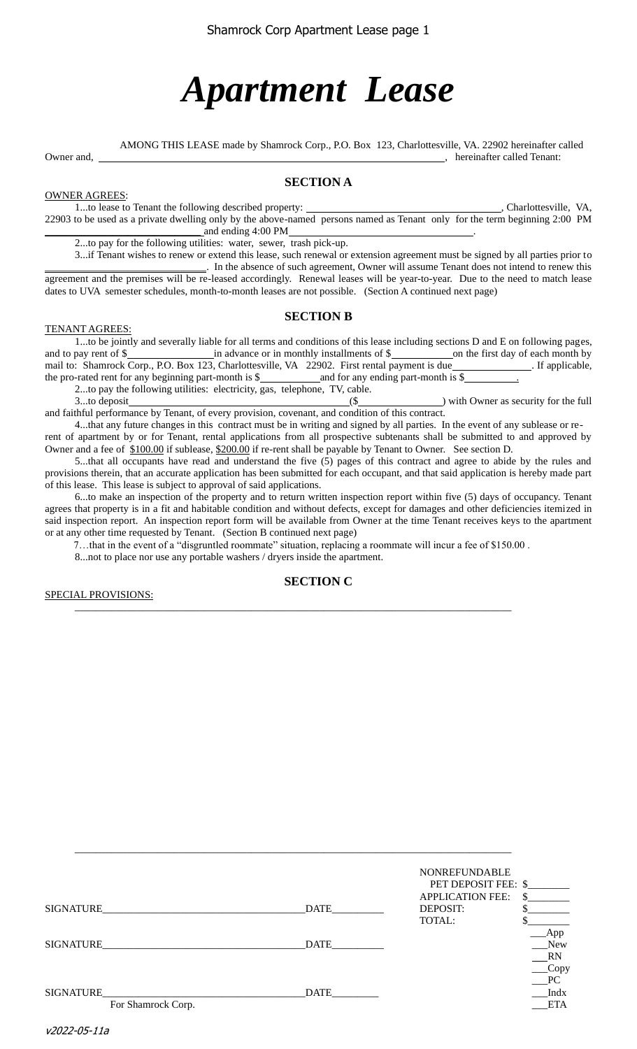# *Apartment Lease*

AMONG THIS LEASE made by Shamrock Corp., P.O. Box 123, Charlottesville, VA. 22902 hereinafter called Owner and, ________________________________________________, hereinafter called Tenant:

## SECTION A

OWNER AGREES:

1...to lease to Tenant the following described property: ______________________________, Charlottesville, VA, 22903 to be used as a private dwelling only by the above-named persons named as Tenant only for the term beginning 2:00 PM ______________________ and ending 4:00 PM ______________________________.

2...to pay for the following utilities: water, sewer, trash pick-up.

3...if Tenant wishes to renew or extend this lease, such renewal or extension agreement must be signed by all parties prior to ______________________. In the absence of such agreement, Owner will assume Tenant does not intend to renew this agreement and the premises will be re-leased accordingly. Renewal leases will be year-to-year. Due to the need to match lease dates to UVA semester schedules, month-to-month leases are not possible. (Section A continued next page)

## SECTION B

TENANT AGREES:

1...to be jointly and severally liable for all terms and conditions of this lease including sections D and E on following pages, and to pay rent of $______________ in advance or in monthly installments of $__________ on the first day of each month by mail to: Shamrock Corp., P.O. Box 123, Charlottesville, VA 22902. First rental payment is due______________. If applicable, the pro-rated rent for any beginning part-month is $__________ and for any ending part-month is $__________.

2...to pay the following utilities: electricity, gas, telephone, TV, cable.

3...to deposit____________________________________ ($______________) with Owner as security for the full and faithful performance by Tenant, of every provision, covenant, and condition of this contract.

4...that any future changes in this contract must be in writing and signed by all parties. In the event of any sublease or re-rent of apartment by or for Tenant, rental applications from all prospective subtenants shall be submitted to and approved by Owner and a fee of $100.00 if sublease, $200.00 if re-rent shall be payable by Tenant to Owner. See section D.

5...that all occupants have read and understand the five (5) pages of this contract and agree to abide by the rules and provisions therein, that an accurate application has been submitted for each occupant, and that said application is hereby made part of this lease. This lease is subject to approval of said applications.

6...to make an inspection of the property and to return written inspection report within five (5) days of occupancy. Tenant agrees that property is in a fit and habitable condition and without defects, except for damages and other deficiencies itemized in said inspection report. An inspection report form will be available from Owner at the time Tenant receives keys to the apartment or at any other time requested by Tenant. (Section B continued next page)

7…that in the event of a "disgruntled roommate" situation, replacing a roommate will incur a fee of $150.00 .

8...not to place nor use any portable washers / dryers inside the apartment.

## SECTION C

SPECIAL PROVISIONS:

______________________________________________________________________________

______________________________________________________________________________

SIGNATURE______________________________________ DATE__________

SIGNATURE______________________________________ DATE__________

SIGNATURE______________________________________ DATE__________
For Shamrock Corp.

| | |
|---|---|
| NONREFUNDABLE PET DEPOSIT FEE: | $________ |
| APPLICATION FEE: | $________ |
| DEPOSIT: | $________ |
| TOTAL: | $________ |

___App
___New
___RN
___Copy
___PC
___Indx
___ETA

v2022-05-11a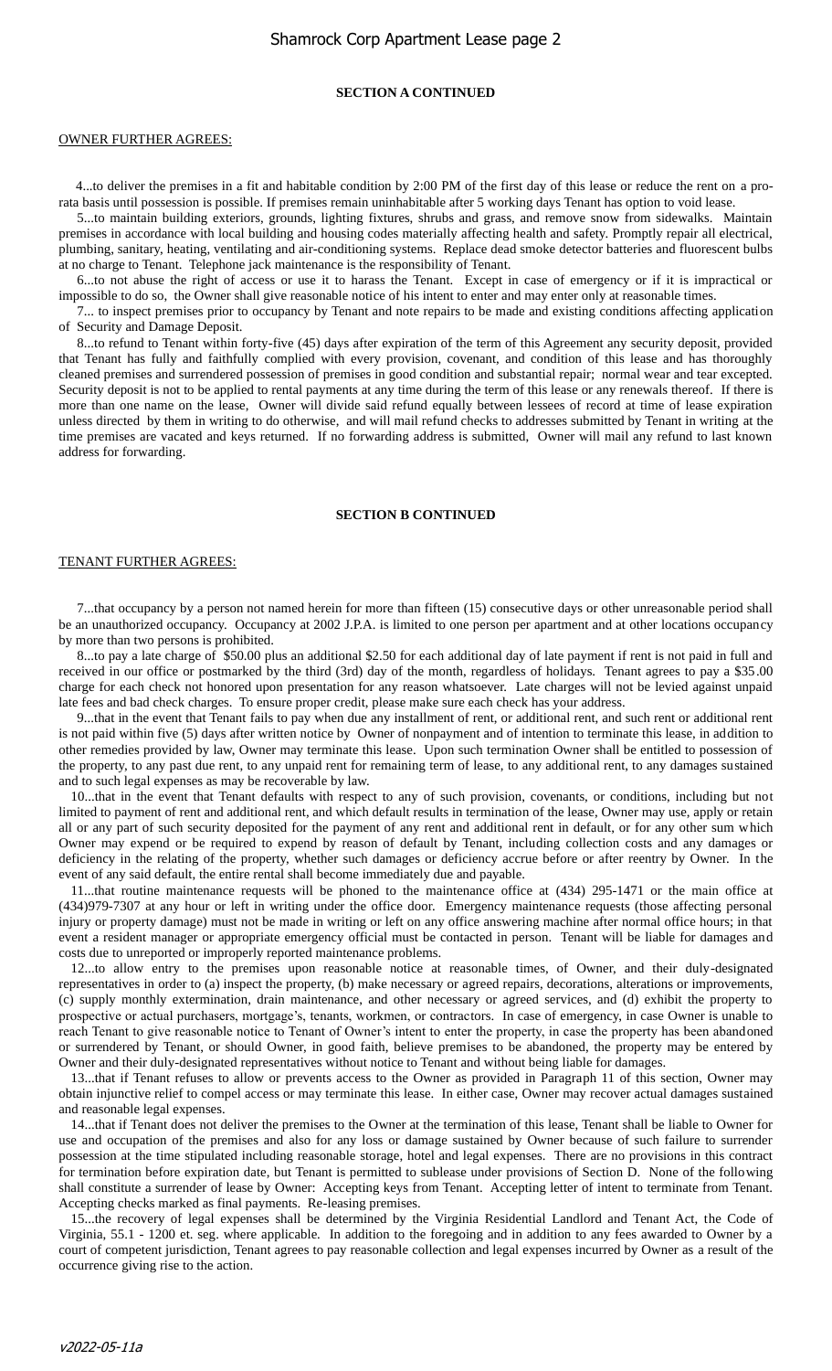**SECTION A CONTINUED**

OWNER FURTHER AGREES:

4...to deliver the premises in a fit and habitable condition by 2:00 PM of the first day of this lease or reduce the rent on a pro-rata basis until possession is possible. If premises remain uninhabitable after 5 working days Tenant has option to void lease.

5...to maintain building exteriors, grounds, lighting fixtures, shrubs and grass, and remove snow from sidewalks. Maintain premises in accordance with local building and housing codes materially affecting health and safety. Promptly repair all electrical, plumbing, sanitary, heating, ventilating and air-conditioning systems. Replace dead smoke detector batteries and fluorescent bulbs at no charge to Tenant. Telephone jack maintenance is the responsibility of Tenant.

6...to not abuse the right of access or use it to harass the Tenant. Except in case of emergency or if it is impractical or impossible to do so, the Owner shall give reasonable notice of his intent to enter and may enter only at reasonable times.

7... to inspect premises prior to occupancy by Tenant and note repairs to be made and existing conditions affecting application of Security and Damage Deposit.

8...to refund to Tenant within forty-five (45) days after expiration of the term of this Agreement any security deposit, provided that Tenant has fully and faithfully complied with every provision, covenant, and condition of this lease and has thoroughly cleaned premises and surrendered possession of premises in good condition and substantial repair; normal wear and tear excepted. Security deposit is not to be applied to rental payments at any time during the term of this lease or any renewals thereof. If there is more than one name on the lease, Owner will divide said refund equally between lessees of record at time of lease expiration unless directed by them in writing to do otherwise, and will mail refund checks to addresses submitted by Tenant in writing at the time premises are vacated and keys returned. If no forwarding address is submitted, Owner will mail any refund to last known address for forwarding.

**SECTION B CONTINUED**

TENANT FURTHER AGREES:

7...that occupancy by a person not named herein for more than fifteen (15) consecutive days or other unreasonable period shall be an unauthorized occupancy. Occupancy at 2002 J.P.A. is limited to one person per apartment and at other locations occupancy by more than two persons is prohibited.

8...to pay a late charge of $50.00 plus an additional $2.50 for each additional day of late payment if rent is not paid in full and received in our office or postmarked by the third (3rd) day of the month, regardless of holidays. Tenant agrees to pay a $35.00 charge for each check not honored upon presentation for any reason whatsoever. Late charges will not be levied against unpaid late fees and bad check charges. To ensure proper credit, please make sure each check has your address.

9...that in the event that Tenant fails to pay when due any installment of rent, or additional rent, and such rent or additional rent is not paid within five (5) days after written notice by Owner of nonpayment and of intention to terminate this lease, in addition to other remedies provided by law, Owner may terminate this lease. Upon such termination Owner shall be entitled to possession of the property, to any past due rent, to any unpaid rent for remaining term of lease, to any additional rent, to any damages sustained and to such legal expenses as may be recoverable by law.

10...that in the event that Tenant defaults with respect to any of such provision, covenants, or conditions, including but not limited to payment of rent and additional rent, and which default results in termination of the lease, Owner may use, apply or retain all or any part of such security deposited for the payment of any rent and additional rent in default, or for any other sum which Owner may expend or be required to expend by reason of default by Tenant, including collection costs and any damages or deficiency in the relating of the property, whether such damages or deficiency accrue before or after reentry by Owner. In the event of any said default, the entire rental shall become immediately due and payable.

11...that routine maintenance requests will be phoned to the maintenance office at (434) 295-1471 or the main office at (434)979-7307 at any hour or left in writing under the office door. Emergency maintenance requests (those affecting personal injury or property damage) must not be made in writing or left on any office answering machine after normal office hours; in that event a resident manager or appropriate emergency official must be contacted in person. Tenant will be liable for damages and costs due to unreported or improperly reported maintenance problems.

12...to allow entry to the premises upon reasonable notice at reasonable times, of Owner, and their duly-designated representatives in order to (a) inspect the property, (b) make necessary or agreed repairs, decorations, alterations or improvements, (c) supply monthly extermination, drain maintenance, and other necessary or agreed services, and (d) exhibit the property to prospective or actual purchasers, mortgage's, tenants, workmen, or contractors. In case of emergency, in case Owner is unable to reach Tenant to give reasonable notice to Tenant of Owner's intent to enter the property, in case the property has been abandoned or surrendered by Tenant, or should Owner, in good faith, believe premises to be abandoned, the property may be entered by Owner and their duly-designated representatives without notice to Tenant and without being liable for damages.

13...that if Tenant refuses to allow or prevents access to the Owner as provided in Paragraph 11 of this section, Owner may obtain injunctive relief to compel access or may terminate this lease. In either case, Owner may recover actual damages sustained and reasonable legal expenses.

14...that if Tenant does not deliver the premises to the Owner at the termination of this lease, Tenant shall be liable to Owner for use and occupation of the premises and also for any loss or damage sustained by Owner because of such failure to surrender possession at the time stipulated including reasonable storage, hotel and legal expenses. There are no provisions in this contract for termination before expiration date, but Tenant is permitted to sublease under provisions of Section D. None of the following shall constitute a surrender of lease by Owner: Accepting keys from Tenant. Accepting letter of intent to terminate from Tenant. Accepting checks marked as final payments. Re-leasing premises.

15...the recovery of legal expenses shall be determined by the Virginia Residential Landlord and Tenant Act, the Code of Virginia, 55.1 - 1200 et. seg. where applicable. In addition to the foregoing and in addition to any fees awarded to Owner by a court of competent jurisdiction, Tenant agrees to pay reasonable collection and legal expenses incurred by Owner as a result of the occurrence giving rise to the action.

v2022-05-11a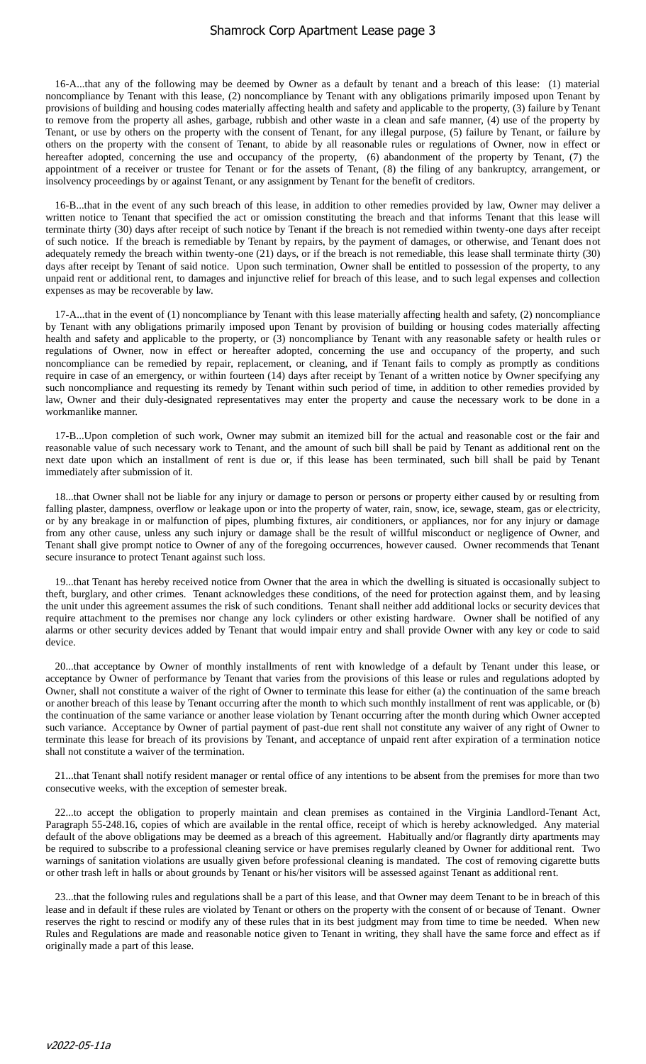16-A...that any of the following may be deemed by Owner as a default by tenant and a breach of this lease: (1) material noncompliance by Tenant with this lease, (2) noncompliance by Tenant with any obligations primarily imposed upon Tenant by provisions of building and housing codes materially affecting health and safety and applicable to the property, (3) failure by Tenant to remove from the property all ashes, garbage, rubbish and other waste in a clean and safe manner, (4) use of the property by Tenant, or use by others on the property with the consent of Tenant, for any illegal purpose, (5) failure by Tenant, or failure by others on the property with the consent of Tenant, to abide by all reasonable rules or regulations of Owner, now in effect or hereafter adopted, concerning the use and occupancy of the property, (6) abandonment of the property by Tenant, (7) the appointment of a receiver or trustee for Tenant or for the assets of Tenant, (8) the filing of any bankruptcy, arrangement, or insolvency proceedings by or against Tenant, or any assignment by Tenant for the benefit of creditors.

16-B...that in the event of any such breach of this lease, in addition to other remedies provided by law, Owner may deliver a written notice to Tenant that specified the act or omission constituting the breach and that informs Tenant that this lease will terminate thirty (30) days after receipt of such notice by Tenant if the breach is not remedied within twenty-one days after receipt of such notice. If the breach is remediable by Tenant by repairs, by the payment of damages, or otherwise, and Tenant does not adequately remedy the breach within twenty-one (21) days, or if the breach is not remediable, this lease shall terminate thirty (30) days after receipt by Tenant of said notice. Upon such termination, Owner shall be entitled to possession of the property, to any unpaid rent or additional rent, to damages and injunctive relief for breach of this lease, and to such legal expenses and collection expenses as may be recoverable by law.

17-A...that in the event of (1) noncompliance by Tenant with this lease materially affecting health and safety, (2) noncompliance by Tenant with any obligations primarily imposed upon Tenant by provision of building or housing codes materially affecting health and safety and applicable to the property, or (3) noncompliance by Tenant with any reasonable safety or health rules or regulations of Owner, now in effect or hereafter adopted, concerning the use and occupancy of the property, and such noncompliance can be remedied by repair, replacement, or cleaning, and if Tenant fails to comply as promptly as conditions require in case of an emergency, or within fourteen (14) days after receipt by Tenant of a written notice by Owner specifying any such noncompliance and requesting its remedy by Tenant within such period of time, in addition to other remedies provided by law, Owner and their duly-designated representatives may enter the property and cause the necessary work to be done in a workmanlike manner.

17-B...Upon completion of such work, Owner may submit an itemized bill for the actual and reasonable cost or the fair and reasonable value of such necessary work to Tenant, and the amount of such bill shall be paid by Tenant as additional rent on the next date upon which an installment of rent is due or, if this lease has been terminated, such bill shall be paid by Tenant immediately after submission of it.

18...that Owner shall not be liable for any injury or damage to person or persons or property either caused by or resulting from falling plaster, dampness, overflow or leakage upon or into the property of water, rain, snow, ice, sewage, steam, gas or electricity, or by any breakage in or malfunction of pipes, plumbing fixtures, air conditioners, or appliances, nor for any injury or damage from any other cause, unless any such injury or damage shall be the result of willful misconduct or negligence of Owner, and Tenant shall give prompt notice to Owner of any of the foregoing occurrences, however caused. Owner recommends that Tenant secure insurance to protect Tenant against such loss.

19...that Tenant has hereby received notice from Owner that the area in which the dwelling is situated is occasionally subject to theft, burglary, and other crimes. Tenant acknowledges these conditions, of the need for protection against them, and by leasing the unit under this agreement assumes the risk of such conditions. Tenant shall neither add additional locks or security devices that require attachment to the premises nor change any lock cylinders or other existing hardware. Owner shall be notified of any alarms or other security devices added by Tenant that would impair entry and shall provide Owner with any key or code to said device.

20...that acceptance by Owner of monthly installments of rent with knowledge of a default by Tenant under this lease, or acceptance by Owner of performance by Tenant that varies from the provisions of this lease or rules and regulations adopted by Owner, shall not constitute a waiver of the right of Owner to terminate this lease for either (a) the continuation of the same breach or another breach of this lease by Tenant occurring after the month to which such monthly installment of rent was applicable, or (b) the continuation of the same variance or another lease violation by Tenant occurring after the month during which Owner accepted such variance. Acceptance by Owner of partial payment of past-due rent shall not constitute any waiver of any right of Owner to terminate this lease for breach of its provisions by Tenant, and acceptance of unpaid rent after expiration of a termination notice shall not constitute a waiver of the termination.

21...that Tenant shall notify resident manager or rental office of any intentions to be absent from the premises for more than two consecutive weeks, with the exception of semester break.

22...to accept the obligation to properly maintain and clean premises as contained in the Virginia Landlord-Tenant Act, Paragraph 55-248.16, copies of which are available in the rental office, receipt of which is hereby acknowledged. Any material default of the above obligations may be deemed as a breach of this agreement. Habitually and/or flagrantly dirty apartments may be required to subscribe to a professional cleaning service or have premises regularly cleaned by Owner for additional rent. Two warnings of sanitation violations are usually given before professional cleaning is mandated. The cost of removing cigarette butts or other trash left in halls or about grounds by Tenant or his/her visitors will be assessed against Tenant as additional rent.

23...that the following rules and regulations shall be a part of this lease, and that Owner may deem Tenant to be in breach of this lease and in default if these rules are violated by Tenant or others on the property with the consent of or because of Tenant. Owner reserves the right to rescind or modify any of these rules that in its best judgment may from time to time be needed. When new Rules and Regulations are made and reasonable notice given to Tenant in writing, they shall have the same force and effect as if originally made a part of this lease.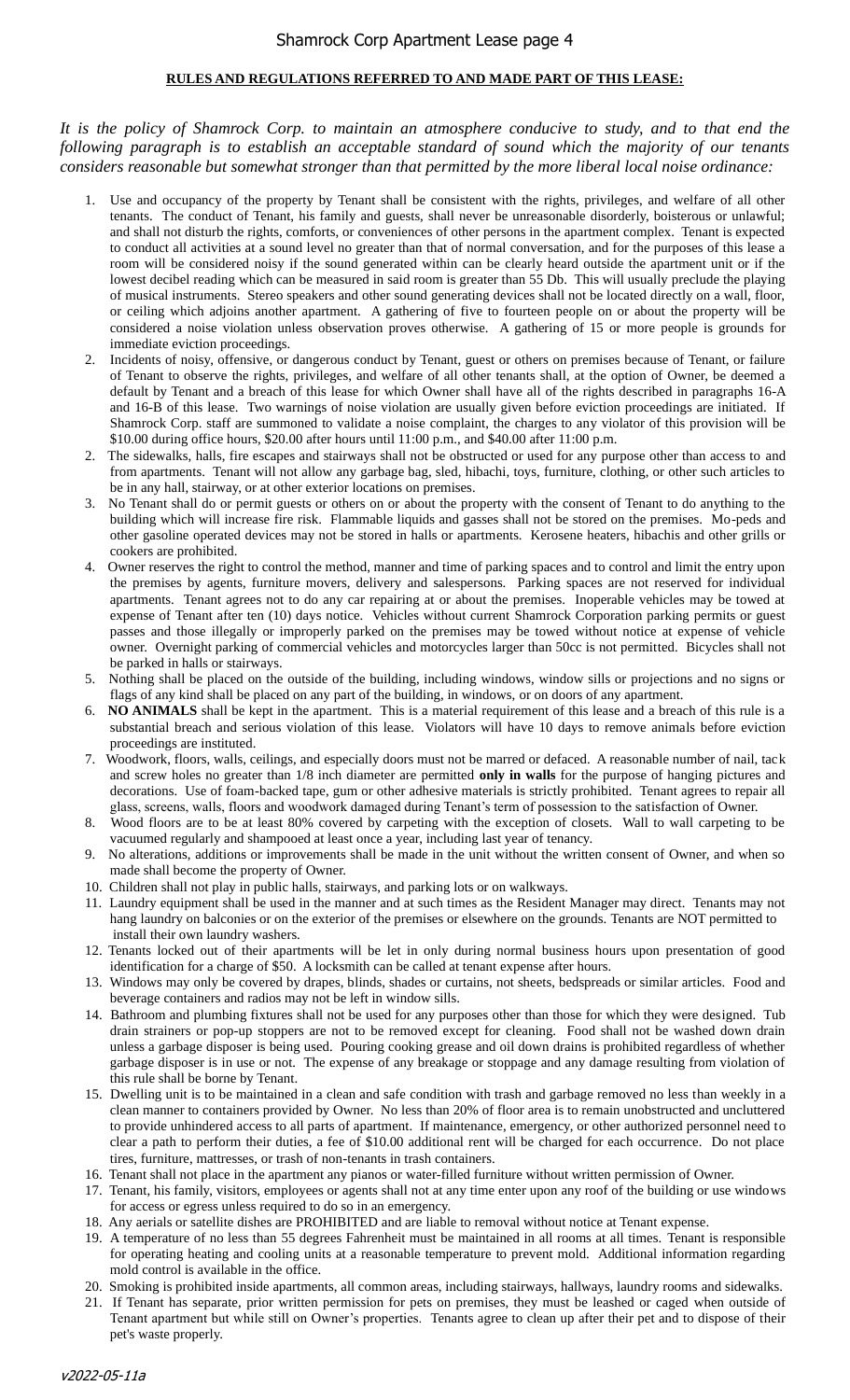**RULES AND REGULATIONS REFERRED TO AND MADE PART OF THIS LEASE:**

*It is the policy of Shamrock Corp. to maintain an atmosphere conducive to study, and to that end the following paragraph is to establish an acceptable standard of sound which the majority of our tenants considers reasonable but somewhat stronger than that permitted by the more liberal local noise ordinance:*

1. Use and occupancy of the property by Tenant shall be consistent with the rights, privileges, and welfare of all other tenants. The conduct of Tenant, his family and guests, shall never be unreasonable disorderly, boisterous or unlawful; and shall not disturb the rights, comforts, or conveniences of other persons in the apartment complex. Tenant is expected to conduct all activities at a sound level no greater than that of normal conversation, and for the purposes of this lease a room will be considered noisy if the sound generated within can be clearly heard outside the apartment unit or if the lowest decibel reading which can be measured in said room is greater than 55 Db. This will usually preclude the playing of musical instruments. Stereo speakers and other sound generating devices shall not be located directly on a wall, floor, or ceiling which adjoins another apartment. A gathering of five to fourteen people on or about the property will be considered a noise violation unless observation proves otherwise. A gathering of 15 or more people is grounds for immediate eviction proceedings.
2. Incidents of noisy, offensive, or dangerous conduct by Tenant, guest or others on premises because of Tenant, or failure of Tenant to observe the rights, privileges, and welfare of all other tenants shall, at the option of Owner, be deemed a default by Tenant and a breach of this lease for which Owner shall have all of the rights described in paragraphs 16-A and 16-B of this lease. Two warnings of noise violation are usually given before eviction proceedings are initiated. If Shamrock Corp. staff are summoned to validate a noise complaint, the charges to any violator of this provision will be $10.00 during office hours, $20.00 after hours until 11:00 p.m., and $40.00 after 11:00 p.m.
2. The sidewalks, halls, fire escapes and stairways shall not be obstructed or used for any purpose other than access to and from apartments. Tenant will not allow any garbage bag, sled, hibachi, toys, furniture, clothing, or other such articles to be in any hall, stairway, or at other exterior locations on premises.
3. No Tenant shall do or permit guests or others on or about the property with the consent of Tenant to do anything to the building which will increase fire risk. Flammable liquids and gasses shall not be stored on the premises. Mo-peds and other gasoline operated devices may not be stored in halls or apartments. Kerosene heaters, hibachis and other grills or cookers are prohibited.
4. Owner reserves the right to control the method, manner and time of parking spaces and to control and limit the entry upon the premises by agents, furniture movers, delivery and salespersons. Parking spaces are not reserved for individual apartments. Tenant agrees not to do any car repairing at or about the premises. Inoperable vehicles may be towed at expense of Tenant after ten (10) days notice. Vehicles without current Shamrock Corporation parking permits or guest passes and those illegally or improperly parked on the premises may be towed without notice at expense of vehicle owner. Overnight parking of commercial vehicles and motorcycles larger than 50cc is not permitted. Bicycles shall not be parked in halls or stairways.
5. Nothing shall be placed on the outside of the building, including windows, window sills or projections and no signs or flags of any kind shall be placed on any part of the building, in windows, or on doors of any apartment.
6. **NO ANIMALS** shall be kept in the apartment. This is a material requirement of this lease and a breach of this rule is a substantial breach and serious violation of this lease. Violators will have 10 days to remove animals before eviction proceedings are instituted.
7. Woodwork, floors, walls, ceilings, and especially doors must not be marred or defaced. A reasonable number of nail, tack and screw holes no greater than 1/8 inch diameter are permitted **only in walls** for the purpose of hanging pictures and decorations. Use of foam-backed tape, gum or other adhesive materials is strictly prohibited. Tenant agrees to repair all glass, screens, walls, floors and woodwork damaged during Tenant's term of possession to the satisfaction of Owner.
8. Wood floors are to be at least 80% covered by carpeting with the exception of closets. Wall to wall carpeting to be vacuumed regularly and shampooed at least once a year, including last year of tenancy.
9. No alterations, additions or improvements shall be made in the unit without the written consent of Owner, and when so made shall become the property of Owner.
10. Children shall not play in public halls, stairways, and parking lots or on walkways.
11. Laundry equipment shall be used in the manner and at such times as the Resident Manager may direct. Tenants may not hang laundry on balconies or on the exterior of the premises or elsewhere on the grounds. Tenants are NOT permitted to install their own laundry washers.
12. Tenants locked out of their apartments will be let in only during normal business hours upon presentation of good identification for a charge of $50. A locksmith can be called at tenant expense after hours.
13. Windows may only be covered by drapes, blinds, shades or curtains, not sheets, bedspreads or similar articles. Food and beverage containers and radios may not be left in window sills.
14. Bathroom and plumbing fixtures shall not be used for any purposes other than those for which they were designed. Tub drain strainers or pop-up stoppers are not to be removed except for cleaning. Food shall not be washed down drain unless a garbage disposer is being used. Pouring cooking grease and oil down drains is prohibited regardless of whether garbage disposer is in use or not. The expense of any breakage or stoppage and any damage resulting from violation of this rule shall be borne by Tenant.
15. Dwelling unit is to be maintained in a clean and safe condition with trash and garbage removed no less than weekly in a clean manner to containers provided by Owner. No less than 20% of floor area is to remain unobstructed and uncluttered to provide unhindered access to all parts of apartment. If maintenance, emergency, or other authorized personnel need to clear a path to perform their duties, a fee of $10.00 additional rent will be charged for each occurrence. Do not place tires, furniture, mattresses, or trash of non-tenants in trash containers.
16. Tenant shall not place in the apartment any pianos or water-filled furniture without written permission of Owner.
17. Tenant, his family, visitors, employees or agents shall not at any time enter upon any roof of the building or use windows for access or egress unless required to do so in an emergency.
18. Any aerials or satellite dishes are PROHIBITED and are liable to removal without notice at Tenant expense.
19. A temperature of no less than 55 degrees Fahrenheit must be maintained in all rooms at all times. Tenant is responsible for operating heating and cooling units at a reasonable temperature to prevent mold. Additional information regarding mold control is available in the office.
20. Smoking is prohibited inside apartments, all common areas, including stairways, hallways, laundry rooms and sidewalks.
21. If Tenant has separate, prior written permission for pets on premises, they must be leashed or caged when outside of Tenant apartment but while still on Owner's properties. Tenants agree to clean up after their pet and to dispose of their pet's waste properly.

*v2022-05-11a*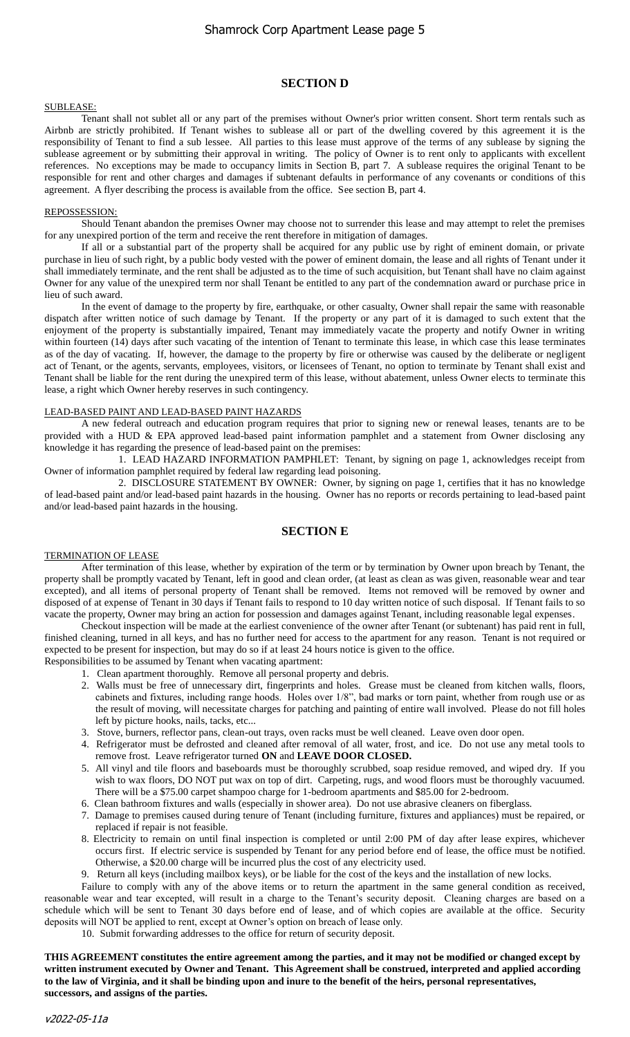## SECTION D

SUBLEASE:

Tenant shall not sublet all or any part of the premises without Owner's prior written consent. Short term rentals such as Airbnb are strictly prohibited. If Tenant wishes to sublease all or part of the dwelling covered by this agreement it is the responsibility of Tenant to find a sub lessee. All parties to this lease must approve of the terms of any sublease by signing the sublease agreement or by submitting their approval in writing. The policy of Owner is to rent only to applicants with excellent references. No exceptions may be made to occupancy limits in Section B, part 7. A sublease requires the original Tenant to be responsible for rent and other charges and damages if subtenant defaults in performance of any covenants or conditions of this agreement. A flyer describing the process is available from the office. See section B, part 4.

REPOSSESSION:

Should Tenant abandon the premises Owner may choose not to surrender this lease and may attempt to relet the premises for any unexpired portion of the term and receive the rent therefore in mitigation of damages.

If all or a substantial part of the property shall be acquired for any public use by right of eminent domain, or private purchase in lieu of such right, by a public body vested with the power of eminent domain, the lease and all rights of Tenant under it shall immediately terminate, and the rent shall be adjusted as to the time of such acquisition, but Tenant shall have no claim against Owner for any value of the unexpired term nor shall Tenant be entitled to any part of the condemnation award or purchase price in lieu of such award.

In the event of damage to the property by fire, earthquake, or other casualty, Owner shall repair the same with reasonable dispatch after written notice of such damage by Tenant. If the property or any part of it is damaged to such extent that the enjoyment of the property is substantially impaired, Tenant may immediately vacate the property and notify Owner in writing within fourteen (14) days after such vacating of the intention of Tenant to terminate this lease, in which case this lease terminates as of the day of vacating. If, however, the damage to the property by fire or otherwise was caused by the deliberate or negligent act of Tenant, or the agents, servants, employees, visitors, or licensees of Tenant, no option to terminate by Tenant shall exist and Tenant shall be liable for the rent during the unexpired term of this lease, without abatement, unless Owner elects to terminate this lease, a right which Owner hereby reserves in such contingency.

LEAD-BASED PAINT AND LEAD-BASED PAINT HAZARDS

A new federal outreach and education program requires that prior to signing new or renewal leases, tenants are to be provided with a HUD & EPA approved lead-based paint information pamphlet and a statement from Owner disclosing any knowledge it has regarding the presence of lead-based paint on the premises:

1. LEAD HAZARD INFORMATION PAMPHLET: Tenant, by signing on page 1, acknowledges receipt from Owner of information pamphlet required by federal law regarding lead poisoning.

2. DISCLOSURE STATEMENT BY OWNER: Owner, by signing on page 1, certifies that it has no knowledge of lead-based paint and/or lead-based paint hazards in the housing. Owner has no reports or records pertaining to lead-based paint and/or lead-based paint hazards in the housing.

## SECTION E

TERMINATION OF LEASE

After termination of this lease, whether by expiration of the term or by termination by Owner upon breach by Tenant, the property shall be promptly vacated by Tenant, left in good and clean order, (at least as clean as was given, reasonable wear and tear excepted), and all items of personal property of Tenant shall be removed. Items not removed will be removed by owner and disposed of at expense of Tenant in 30 days if Tenant fails to respond to 10 day written notice of such disposal. If Tenant fails to so vacate the property, Owner may bring an action for possession and damages against Tenant, including reasonable legal expenses.

Checkout inspection will be made at the earliest convenience of the owner after Tenant (or subtenant) has paid rent in full, finished cleaning, turned in all keys, and has no further need for access to the apartment for any reason. Tenant is not required or expected to be present for inspection, but may do so if at least 24 hours notice is given to the office.

Responsibilities to be assumed by Tenant when vacating apartment:

1. Clean apartment thoroughly. Remove all personal property and debris.
2. Walls must be free of unnecessary dirt, fingerprints and holes. Grease must be cleaned from kitchen walls, floors, cabinets and fixtures, including range hoods. Holes over 1/8", bad marks or torn paint, whether from rough use or as the result of moving, will necessitate charges for patching and painting of entire wall involved. Please do not fill holes left by picture hooks, nails, tacks, etc...
3. Stove, burners, reflector pans, clean-out trays, oven racks must be well cleaned. Leave oven door open.
4. Refrigerator must be defrosted and cleaned after removal of all water, frost, and ice. Do not use any metal tools to remove frost. Leave refrigerator turned **ON** and **LEAVE DOOR CLOSED.**
5. All vinyl and tile floors and baseboards must be thoroughly scrubbed, soap residue removed, and wiped dry. If you wish to wax floors, DO NOT put wax on top of dirt. Carpeting, rugs, and wood floors must be thoroughly vacuumed. There will be a $75.00 carpet shampoo charge for 1-bedroom apartments and $85.00 for 2-bedroom.
6. Clean bathroom fixtures and walls (especially in shower area). Do not use abrasive cleaners on fiberglass.
7. Damage to premises caused during tenure of Tenant (including furniture, fixtures and appliances) must be repaired, or replaced if repair is not feasible.
8. Electricity to remain on until final inspection is completed or until 2:00 PM of day after lease expires, whichever occurs first. If electric service is suspended by Tenant for any period before end of lease, the office must be notified. Otherwise, a $20.00 charge will be incurred plus the cost of any electricity used.
9. Return all keys (including mailbox keys), or be liable for the cost of the keys and the installation of new locks.

Failure to comply with any of the above items or to return the apartment in the same general condition as received, reasonable wear and tear excepted, will result in a charge to the Tenant's security deposit. Cleaning charges are based on a schedule which will be sent to Tenant 30 days before end of lease, and of which copies are available at the office. Security deposits will NOT be applied to rent, except at Owner's option on breach of lease only.

10. Submit forwarding addresses to the office for return of security deposit.

**THIS AGREEMENT constitutes the entire agreement among the parties, and it may not be modified or changed except by written instrument executed by Owner and Tenant. This Agreement shall be construed, interpreted and applied according to the law of Virginia, and it shall be binding upon and inure to the benefit of the heirs, personal representatives, successors, and assigns of the parties.**

*v2022-05-11a*